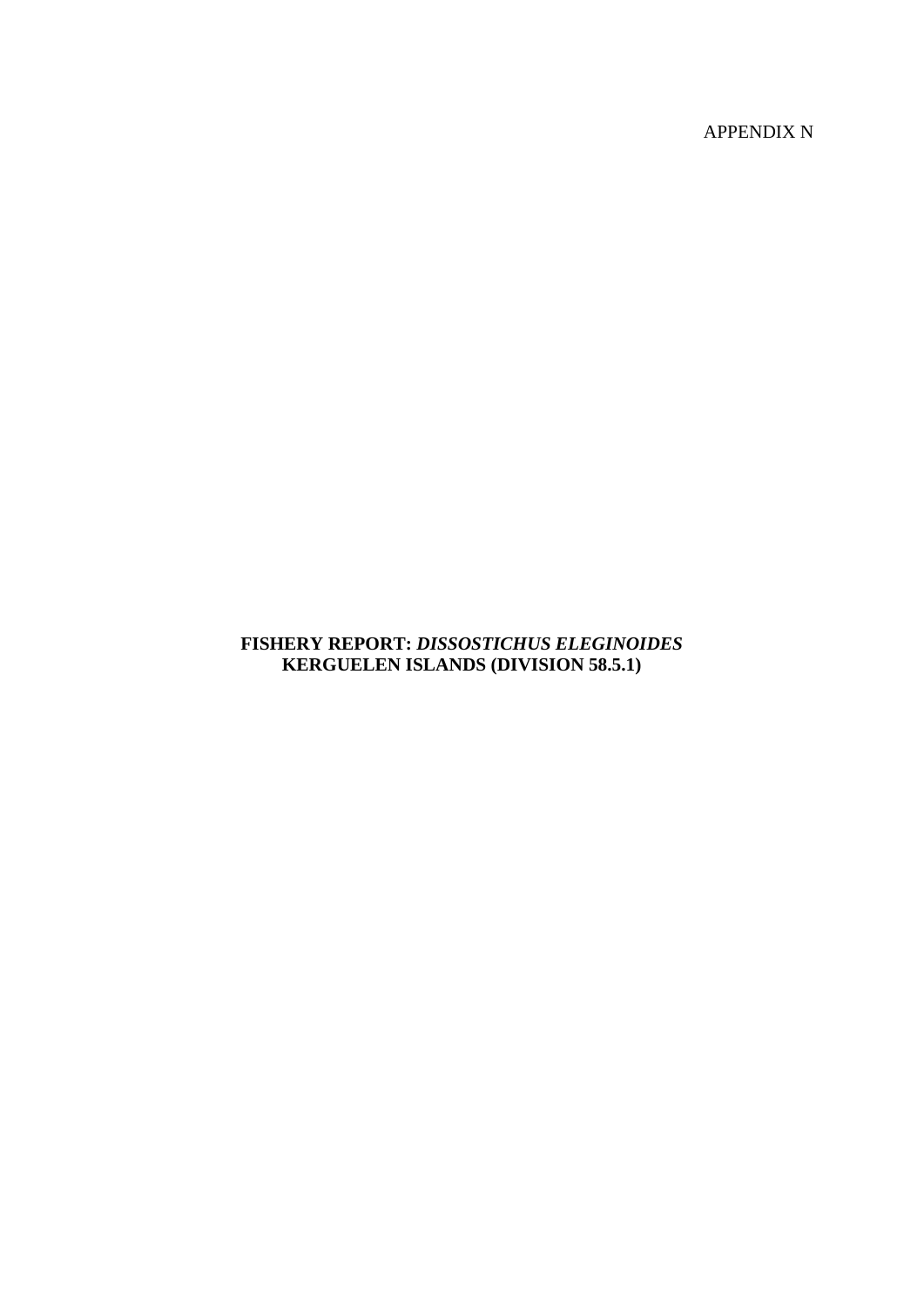APPENDIX N

# FISHERY REPORT: *DISSOSTICHUS ELEGINOIDES* KERGUELEN ISLANDS (DIVISION 58.5.1)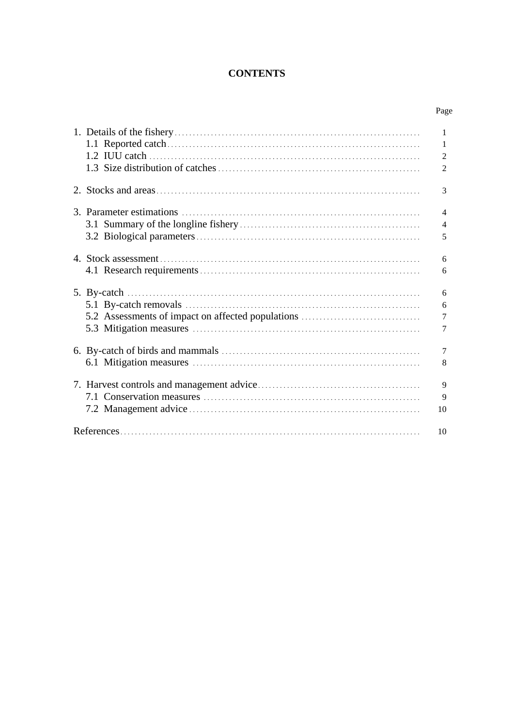# CONTENTS

| | Page |
|---|---|
| 1. Details of the fishery | 1 |
| 1.1 Reported catch | 1 |
| 1.2 IUU catch | 2 |
| 1.3 Size distribution of catches | 2 |
| 2. Stocks and areas | 3 |
| 3. Parameter estimations | 4 |
| 3.1 Summary of the longline fishery | 4 |
| 3.2 Biological parameters | 5 |
| 4. Stock assessment | 6 |
| 4.1 Research requirements | 6 |
| 5. By-catch | 6 |
| 5.1 By-catch removals | 6 |
| 5.2 Assessments of impact on affected populations | 7 |
| 5.3 Mitigation measures | 7 |
| 6. By-catch of birds and mammals | 7 |
| 6.1 Mitigation measures | 8 |
| 7. Harvest controls and management advice | 9 |
| 7.1 Conservation measures | 9 |
| 7.2 Management advice | 10 |
| References | 10 |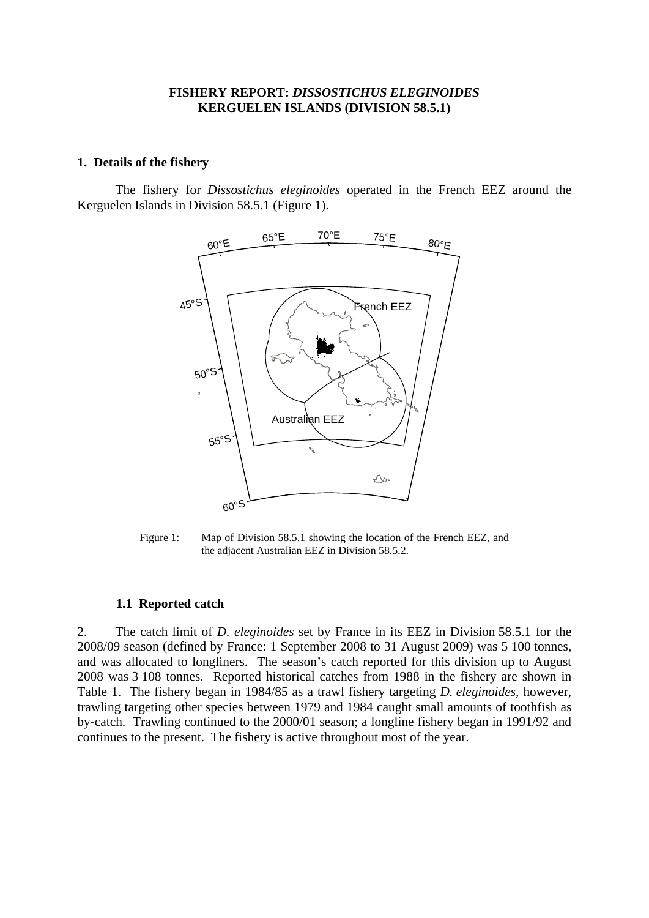**FISHERY REPORT: *DISSOSTICHUS ELEGINOIDES***
**KERGUELEN ISLANDS (DIVISION 58.5.1)**

## 1. Details of the fishery

The fishery for *Dissostichus eleginoides* operated in the French EEZ around the Kerguelen Islands in Division 58.5.1 (Figure 1).

Figure 1: Map of Division 58.5.1 showing the location of the French EEZ, and the adjacent Australian EEZ in Division 58.5.2.

### 1.1 Reported catch

2. The catch limit of *D. eleginoides* set by France in its EEZ in Division 58.5.1 for the 2008/09 season (defined by France: 1 September 2008 to 31 August 2009) was 5 100 tonnes, and was allocated to longliners. The season's catch reported for this division up to August 2008 was 3 108 tonnes. Reported historical catches from 1988 in the fishery are shown in Table 1. The fishery began in 1984/85 as a trawl fishery targeting *D. eleginoides*, however, trawling targeting other species between 1979 and 1984 caught small amounts of toothfish as by-catch. Trawling continued to the 2000/01 season; a longline fishery began in 1991/92 and continues to the present. The fishery is active throughout most of the year.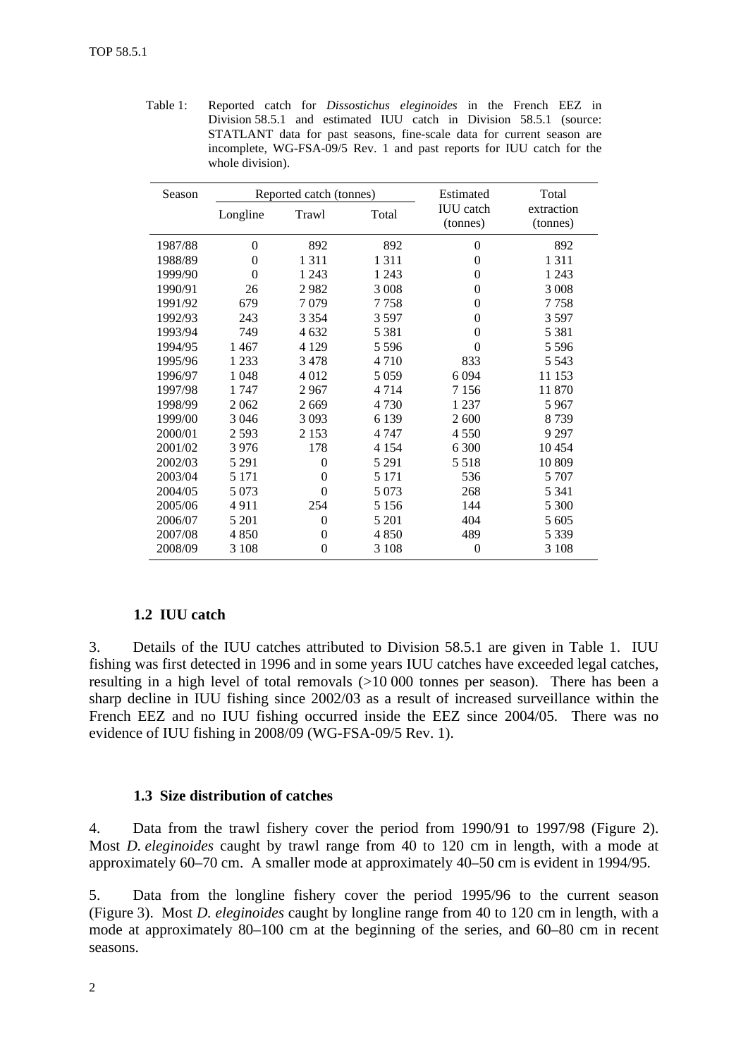Table 1: Reported catch for *Dissostichus eleginoides* in the French EEZ in Division 58.5.1 and estimated IUU catch in Division 58.5.1 (source: STATLANT data for past seasons, fine-scale data for current season are incomplete, WG-FSA-09/5 Rev. 1 and past reports for IUU catch for the whole division).

| Season | Reported catch (tonnes) | | | Estimated IUU catch (tonnes) | Total extraction (tonnes) |
|---|---|---|---|---|---|
| | Longline | Trawl | Total | | |
| 1987/88 | 0 | 892 | 892 | 0 | 892 |
| 1988/89 | 0 | 1 311 | 1 311 | 0 | 1 311 |
| 1999/90 | 0 | 1 243 | 1 243 | 0 | 1 243 |
| 1990/91 | 26 | 2 982 | 3 008 | 0 | 3 008 |
| 1991/92 | 679 | 7 079 | 7 758 | 0 | 7 758 |
| 1992/93 | 243 | 3 354 | 3 597 | 0 | 3 597 |
| 1993/94 | 749 | 4 632 | 5 381 | 0 | 5 381 |
| 1994/95 | 1 467 | 4 129 | 5 596 | 0 | 5 596 |
| 1995/96 | 1 233 | 3 478 | 4 710 | 833 | 5 543 |
| 1996/97 | 1 048 | 4 012 | 5 059 | 6 094 | 11 153 |
| 1997/98 | 1 747 | 2 967 | 4 714 | 7 156 | 11 870 |
| 1998/99 | 2 062 | 2 669 | 4 730 | 1 237 | 5 967 |
| 1999/00 | 3 046 | 3 093 | 6 139 | 2 600 | 8 739 |
| 2000/01 | 2 593 | 2 153 | 4 747 | 4 550 | 9 297 |
| 2001/02 | 3 976 | 178 | 4 154 | 6 300 | 10 454 |
| 2002/03 | 5 291 | 0 | 5 291 | 5 518 | 10 809 |
| 2003/04 | 5 171 | 0 | 5 171 | 536 | 5 707 |
| 2004/05 | 5 073 | 0 | 5 073 | 268 | 5 341 |
| 2005/06 | 4 911 | 254 | 5 156 | 144 | 5 300 |
| 2006/07 | 5 201 | 0 | 5 201 | 404 | 5 605 |
| 2007/08 | 4 850 | 0 | 4 850 | 489 | 5 339 |
| 2008/09 | 3 108 | 0 | 3 108 | 0 | 3 108 |

### 1.2 IUU catch

3. Details of the IUU catches attributed to Division 58.5.1 are given in Table 1. IUU fishing was first detected in 1996 and in some years IUU catches have exceeded legal catches, resulting in a high level of total removals (>10 000 tonnes per season). There has been a sharp decline in IUU fishing since 2002/03 as a result of increased surveillance within the French EEZ and no IUU fishing occurred inside the EEZ since 2004/05. There was no evidence of IUU fishing in 2008/09 (WG-FSA-09/5 Rev. 1).

### 1.3 Size distribution of catches

4. Data from the trawl fishery cover the period from 1990/91 to 1997/98 (Figure 2). Most *D. eleginoides* caught by trawl range from 40 to 120 cm in length, with a mode at approximately 60–70 cm. A smaller mode at approximately 40–50 cm is evident in 1994/95.

5. Data from the longline fishery cover the period 1995/96 to the current season (Figure 3). Most *D. eleginoides* caught by longline range from 40 to 120 cm in length, with a mode at approximately 80–100 cm at the beginning of the series, and 60–80 cm in recent seasons.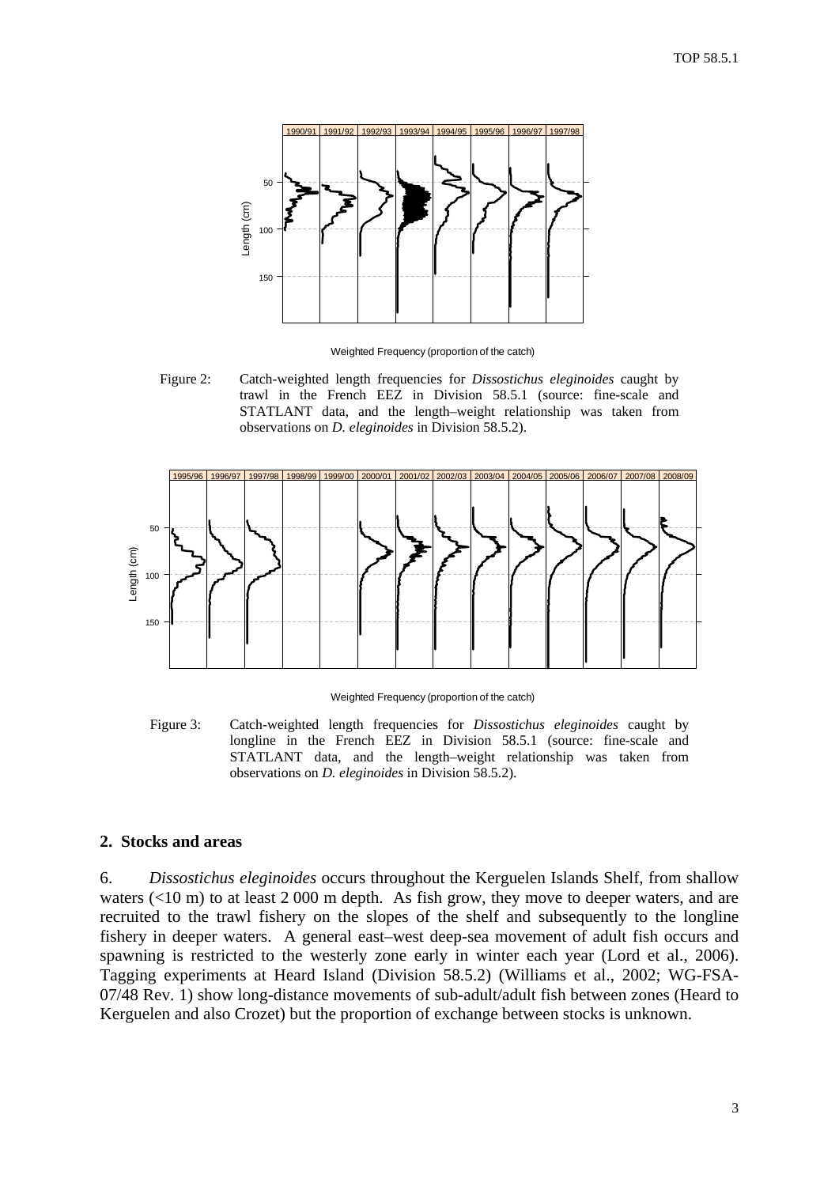Figure 2: Catch-weighted length frequencies for *Dissostichus eleginoides* caught by trawl in the French EEZ in Division 58.5.1 (source: fine-scale and STATLANT data, and the length–weight relationship was taken from observations on *D. eleginoides* in Division 58.5.2).

Figure 3: Catch-weighted length frequencies for *Dissostichus eleginoides* caught by longline in the French EEZ in Division 58.5.1 (source: fine-scale and STATLANT data, and the length–weight relationship was taken from observations on *D. eleginoides* in Division 58.5.2).

## 2. Stocks and areas

6. *Dissostichus eleginoides* occurs throughout the Kerguelen Islands Shelf, from shallow waters (<10 m) to at least 2 000 m depth. As fish grow, they move to deeper waters, and are recruited to the trawl fishery on the slopes of the shelf and subsequently to the longline fishery in deeper waters. A general east–west deep-sea movement of adult fish occurs and spawning is restricted to the westerly zone early in winter each year (Lord et al., 2006). Tagging experiments at Heard Island (Division 58.5.2) (Williams et al., 2002; WG-FSA-07/48 Rev. 1) show long-distance movements of sub-adult/adult fish between zones (Heard to Kerguelen and also Crozet) but the proportion of exchange between stocks is unknown.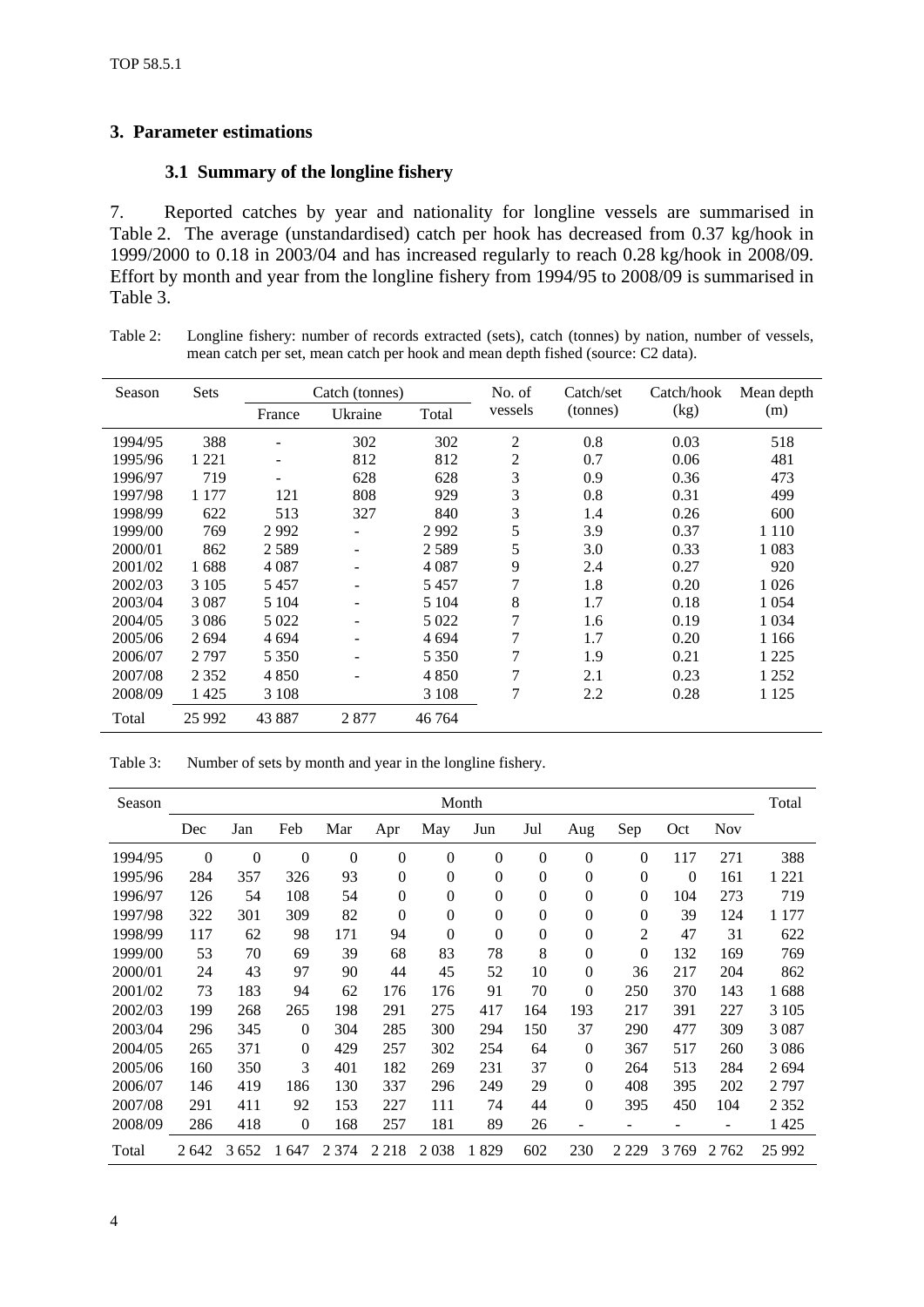## 3. Parameter estimations

### 3.1 Summary of the longline fishery

7. Reported catches by year and nationality for longline vessels are summarised in Table 2. The average (unstandardised) catch per hook has decreased from 0.37 kg/hook in 1999/2000 to 0.18 in 2003/04 and has increased regularly to reach 0.28 kg/hook in 2008/09. Effort by month and year from the longline fishery from 1994/95 to 2008/09 is summarised in Table 3.

Table 2: Longline fishery: number of records extracted (sets), catch (tonnes) by nation, number of vessels, mean catch per set, mean catch per hook and mean depth fished (source: C2 data).

| Season | Sets | Catch (tonnes) | | | No. of vessels | Catch/set (tonnes) | Catch/hook (kg) | Mean depth (m) |
|---|---|---|---|---|---|---|---|---|
| | | France | Ukraine | Total | | | | |
| 1994/95 | 388 | - | 302 | 302 | 2 | 0.8 | 0.03 | 518 |
| 1995/96 | 1 221 | - | 812 | 812 | 2 | 0.7 | 0.06 | 481 |
| 1996/97 | 719 | - | 628 | 628 | 3 | 0.9 | 0.36 | 473 |
| 1997/98 | 1 177 | 121 | 808 | 929 | 3 | 0.8 | 0.31 | 499 |
| 1998/99 | 622 | 513 | 327 | 840 | 3 | 1.4 | 0.26 | 600 |
| 1999/00 | 769 | 2 992 | - | 2 992 | 5 | 3.9 | 0.37 | 1 110 |
| 2000/01 | 862 | 2 589 | - | 2 589 | 5 | 3.0 | 0.33 | 1 083 |
| 2001/02 | 1 688 | 4 087 | - | 4 087 | 9 | 2.4 | 0.27 | 920 |
| 2002/03 | 3 105 | 5 457 | - | 5 457 | 7 | 1.8 | 0.20 | 1 026 |
| 2003/04 | 3 087 | 5 104 | - | 5 104 | 8 | 1.7 | 0.18 | 1 054 |
| 2004/05 | 3 086 | 5 022 | - | 5 022 | 7 | 1.6 | 0.19 | 1 034 |
| 2005/06 | 2 694 | 4 694 | - | 4 694 | 7 | 1.7 | 0.20 | 1 166 |
| 2006/07 | 2 797 | 5 350 | - | 5 350 | 7 | 1.9 | 0.21 | 1 225 |
| 2007/08 | 2 352 | 4 850 | - | 4 850 | 7 | 2.1 | 0.23 | 1 252 |
| 2008/09 | 1 425 | 3 108 | | 3 108 | 7 | 2.2 | 0.28 | 1 125 |
| Total | 25 992 | 43 887 | 2 877 | 46 764 | | | | |

Table 3: Number of sets by month and year in the longline fishery.

| Season | Month | | | | | | | | | | | | Total |
|---|---|---|---|---|---|---|---|---|---|---|---|---|---|
| | Dec | Jan | Feb | Mar | Apr | May | Jun | Jul | Aug | Sep | Oct | Nov | |
| 1994/95 | 0 | 0 | 0 | 0 | 0 | 0 | 0 | 0 | 0 | 0 | 117 | 271 | 388 |
| 1995/96 | 284 | 357 | 326 | 93 | 0 | 0 | 0 | 0 | 0 | 0 | 0 | 161 | 1 221 |
| 1996/97 | 126 | 54 | 108 | 54 | 0 | 0 | 0 | 0 | 0 | 0 | 104 | 273 | 719 |
| 1997/98 | 322 | 301 | 309 | 82 | 0 | 0 | 0 | 0 | 0 | 0 | 39 | 124 | 1 177 |
| 1998/99 | 117 | 62 | 98 | 171 | 94 | 0 | 0 | 0 | 0 | 2 | 47 | 31 | 622 |
| 1999/00 | 53 | 70 | 69 | 39 | 68 | 83 | 78 | 8 | 0 | 0 | 132 | 169 | 769 |
| 2000/01 | 24 | 43 | 97 | 90 | 44 | 45 | 52 | 10 | 0 | 36 | 217 | 204 | 862 |
| 2001/02 | 73 | 183 | 94 | 62 | 176 | 176 | 91 | 70 | 0 | 250 | 370 | 143 | 1 688 |
| 2002/03 | 199 | 268 | 265 | 198 | 291 | 275 | 417 | 164 | 193 | 217 | 391 | 227 | 3 105 |
| 2003/04 | 296 | 345 | 0 | 304 | 285 | 300 | 294 | 150 | 37 | 290 | 477 | 309 | 3 087 |
| 2004/05 | 265 | 371 | 0 | 429 | 257 | 302 | 254 | 64 | 0 | 367 | 517 | 260 | 3 086 |
| 2005/06 | 160 | 350 | 3 | 401 | 182 | 269 | 231 | 37 | 0 | 264 | 513 | 284 | 2 694 |
| 2006/07 | 146 | 419 | 186 | 130 | 337 | 296 | 249 | 29 | 0 | 408 | 395 | 202 | 2 797 |
| 2007/08 | 291 | 411 | 92 | 153 | 227 | 111 | 74 | 44 | 0 | 395 | 450 | 104 | 2 352 |
| 2008/09 | 286 | 418 | 0 | 168 | 257 | 181 | 89 | 26 | - | - | - | - | 1 425 |
| Total | 2 642 | 3 652 | 1 647 | 2 374 | 2 218 | 2 038 | 1 829 | 602 | 230 | 2 229 | 3 769 | 2 762 | 25 992 |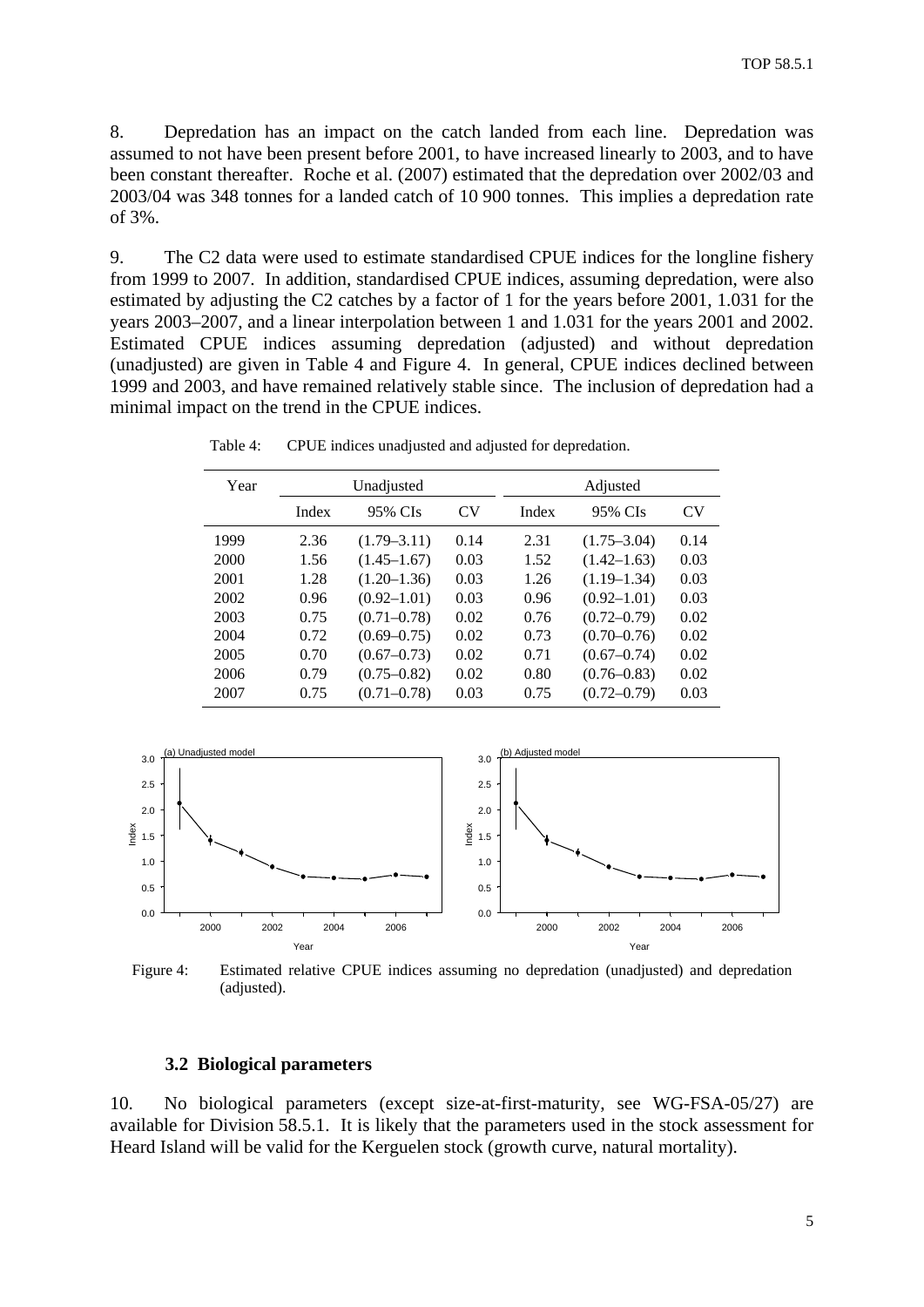8. Depredation has an impact on the catch landed from each line. Depredation was assumed to not have been present before 2001, to have increased linearly to 2003, and to have been constant thereafter. Roche et al. (2007) estimated that the depredation over 2002/03 and 2003/04 was 348 tonnes for a landed catch of 10 900 tonnes. This implies a depredation rate of 3%.

9. The C2 data were used to estimate standardised CPUE indices for the longline fishery from 1999 to 2007. In addition, standardised CPUE indices, assuming depredation, were also estimated by adjusting the C2 catches by a factor of 1 for the years before 2001, 1.031 for the years 2003–2007, and a linear interpolation between 1 and 1.031 for the years 2001 and 2002. Estimated CPUE indices assuming depredation (adjusted) and without depredation (unadjusted) are given in Table 4 and Figure 4. In general, CPUE indices declined between 1999 and 2003, and have remained relatively stable since. The inclusion of depredation had a minimal impact on the trend in the CPUE indices.

Table 4: CPUE indices unadjusted and adjusted for depredation.

| Year | Unadjusted | | | Adjusted | | |
|---|---|---|---|---|---|---|
| | Index | 95% CIs | CV | Index | 95% CIs | CV |
| 1999 | 2.36 | (1.79–3.11) | 0.14 | 2.31 | (1.75–3.04) | 0.14 |
| 2000 | 1.56 | (1.45–1.67) | 0.03 | 1.52 | (1.42–1.63) | 0.03 |
| 2001 | 1.28 | (1.20–1.36) | 0.03 | 1.26 | (1.19–1.34) | 0.03 |
| 2002 | 0.96 | (0.92–1.01) | 0.03 | 0.96 | (0.92–1.01) | 0.03 |
| 2003 | 0.75 | (0.71–0.78) | 0.02 | 0.76 | (0.72–0.79) | 0.02 |
| 2004 | 0.72 | (0.69–0.75) | 0.02 | 0.73 | (0.70–0.76) | 0.02 |
| 2005 | 0.70 | (0.67–0.73) | 0.02 | 0.71 | (0.67–0.74) | 0.02 |
| 2006 | 0.79 | (0.75–0.82) | 0.02 | 0.80 | (0.76–0.83) | 0.02 |
| 2007 | 0.75 | (0.71–0.78) | 0.03 | 0.75 | (0.72–0.79) | 0.03 |

Figure 4: Estimated relative CPUE indices assuming no depredation (unadjusted) and depredation (adjusted).

### 3.2 Biological parameters

10. No biological parameters (except size-at-first-maturity, see WG-FSA-05/27) are available for Division 58.5.1. It is likely that the parameters used in the stock assessment for Heard Island will be valid for the Kerguelen stock (growth curve, natural mortality).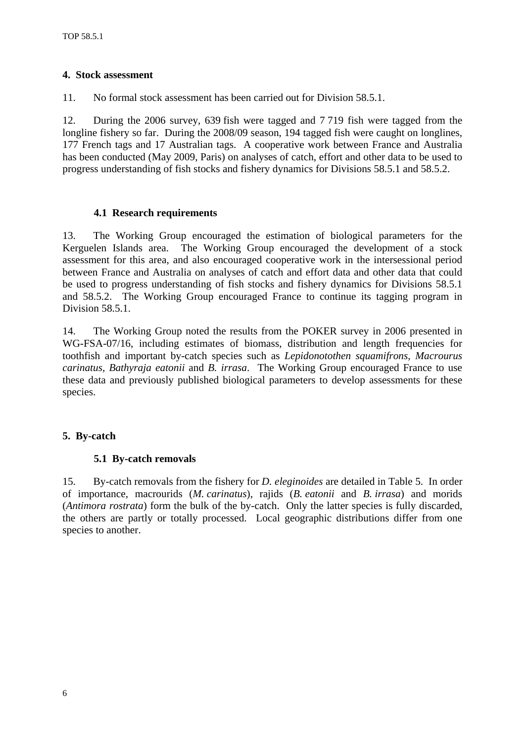## 4. Stock assessment

11. No formal stock assessment has been carried out for Division 58.5.1.

12. During the 2006 survey, 639 fish were tagged and 7 719 fish were tagged from the longline fishery so far. During the 2008/09 season, 194 tagged fish were caught on longlines, 177 French tags and 17 Australian tags. A cooperative work between France and Australia has been conducted (May 2009, Paris) on analyses of catch, effort and other data to be used to progress understanding of fish stocks and fishery dynamics for Divisions 58.5.1 and 58.5.2.

### 4.1 Research requirements

13. The Working Group encouraged the estimation of biological parameters for the Kerguelen Islands area. The Working Group encouraged the development of a stock assessment for this area, and also encouraged cooperative work in the intersessional period between France and Australia on analyses of catch and effort data and other data that could be used to progress understanding of fish stocks and fishery dynamics for Divisions 58.5.1 and 58.5.2. The Working Group encouraged France to continue its tagging program in Division 58.5.1.

14. The Working Group noted the results from the POKER survey in 2006 presented in WG-FSA-07/16, including estimates of biomass, distribution and length frequencies for toothfish and important by-catch species such as *Lepidonotothen squamifrons*, *Macrourus carinatus*, *Bathyraja eatonii* and *B. irrasa*. The Working Group encouraged France to use these data and previously published biological parameters to develop assessments for these species.

## 5. By-catch

### 5.1 By-catch removals

15. By-catch removals from the fishery for *D. eleginoides* are detailed in Table 5. In order of importance, macrourids (*M. carinatus*), rajids (*B. eatonii* and *B. irrasa*) and morids (*Antimora rostrata*) form the bulk of the by-catch. Only the latter species is fully discarded, the others are partly or totally processed. Local geographic distributions differ from one species to another.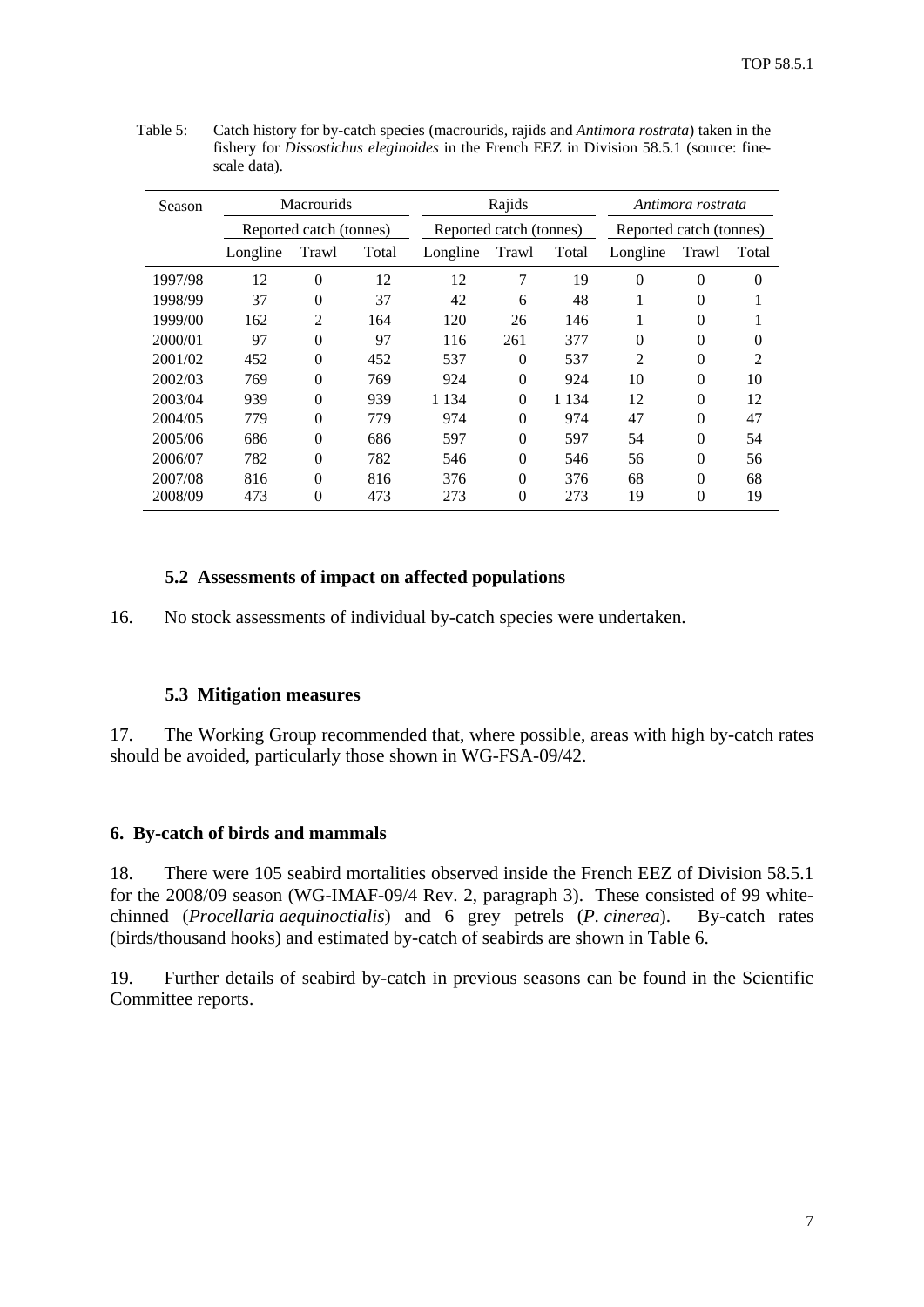Table 5: Catch history for by-catch species (macrourids, rajids and *Antimora rostrata*) taken in the fishery for *Dissostichus eleginoides* in the French EEZ in Division 58.5.1 (source: fine-scale data).

| Season | Macrourids | | | Rajids | | | *Antimora rostrata* | | |
|---|---|---|---|---|---|---|---|---|---|
| | Reported catch (tonnes) | | | Reported catch (tonnes) | | | Reported catch (tonnes) | | |
| | Longline | Trawl | Total | Longline | Trawl | Total | Longline | Trawl | Total |
| 1997/98 | 12 | 0 | 12 | 12 | 7 | 19 | 0 | 0 | 0 |
| 1998/99 | 37 | 0 | 37 | 42 | 6 | 48 | 1 | 0 | 1 |
| 1999/00 | 162 | 2 | 164 | 120 | 26 | 146 | 1 | 0 | 1 |
| 2000/01 | 97 | 0 | 97 | 116 | 261 | 377 | 0 | 0 | 0 |
| 2001/02 | 452 | 0 | 452 | 537 | 0 | 537 | 2 | 0 | 2 |
| 2002/03 | 769 | 0 | 769 | 924 | 0 | 924 | 10 | 0 | 10 |
| 2003/04 | 939 | 0 | 939 | 1 134 | 0 | 1 134 | 12 | 0 | 12 |
| 2004/05 | 779 | 0 | 779 | 974 | 0 | 974 | 47 | 0 | 47 |
| 2005/06 | 686 | 0 | 686 | 597 | 0 | 597 | 54 | 0 | 54 |
| 2006/07 | 782 | 0 | 782 | 546 | 0 | 546 | 56 | 0 | 56 |
| 2007/08 | 816 | 0 | 816 | 376 | 0 | 376 | 68 | 0 | 68 |
| 2008/09 | 473 | 0 | 473 | 273 | 0 | 273 | 19 | 0 | 19 |

### 5.2 Assessments of impact on affected populations

16. No stock assessments of individual by-catch species were undertaken.

### 5.3 Mitigation measures

17. The Working Group recommended that, where possible, areas with high by-catch rates should be avoided, particularly those shown in WG-FSA-09/42.

## 6. By-catch of birds and mammals

18. There were 105 seabird mortalities observed inside the French EEZ of Division 58.5.1 for the 2008/09 season (WG-IMAF-09/4 Rev. 2, paragraph 3). These consisted of 99 white-chinned (*Procellaria aequinoctialis*) and 6 grey petrels (*P. cinerea*). By-catch rates (birds/thousand hooks) and estimated by-catch of seabirds are shown in Table 6.

19. Further details of seabird by-catch in previous seasons can be found in the Scientific Committee reports.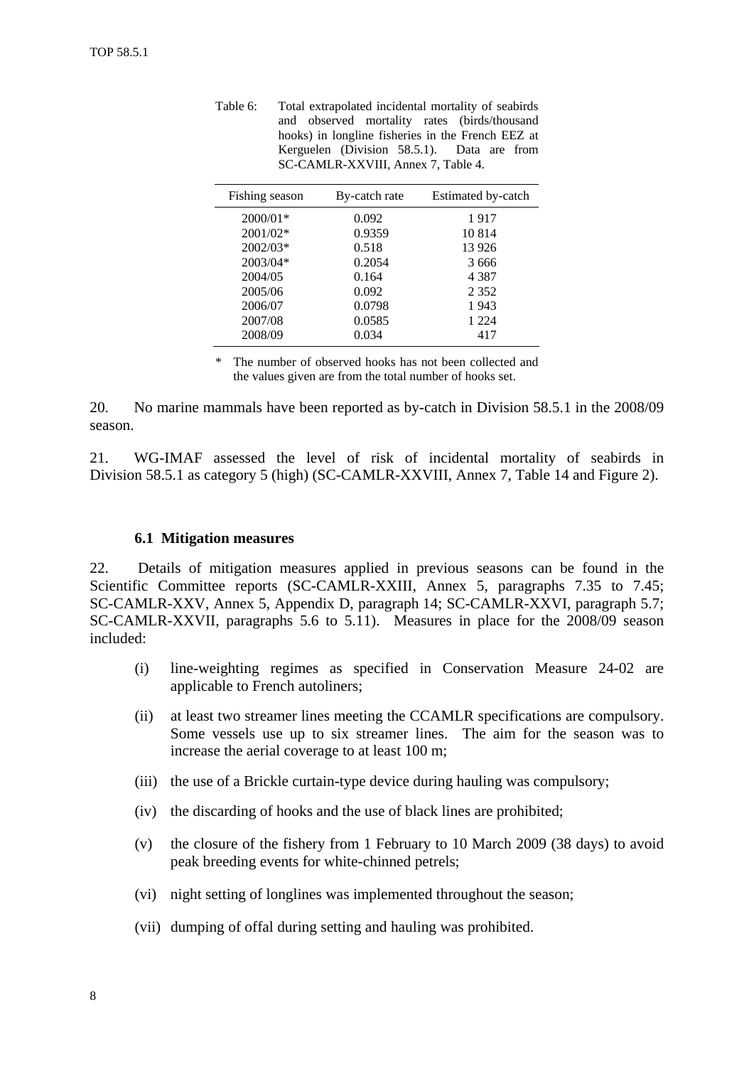Table 6: Total extrapolated incidental mortality of seabirds and observed mortality rates (birds/thousand hooks) in longline fisheries in the French EEZ at Kerguelen (Division 58.5.1). Data are from SC-CAMLR-XXVIII, Annex 7, Table 4.

| Fishing season | By-catch rate | Estimated by-catch |
|---|---|---|
| 2000/01* | 0.092 | 1 917 |
| 2001/02* | 0.9359 | 10 814 |
| 2002/03* | 0.518 | 13 926 |
| 2003/04* | 0.2054 | 3 666 |
| 2004/05 | 0.164 | 4 387 |
| 2005/06 | 0.092 | 2 352 |
| 2006/07 | 0.0798 | 1 943 |
| 2007/08 | 0.0585 | 1 224 |
| 2008/09 | 0.034 | 417 |

\* The number of observed hooks has not been collected and the values given are from the total number of hooks set.

20. No marine mammals have been reported as by-catch in Division 58.5.1 in the 2008/09 season.

21. WG-IMAF assessed the level of risk of incidental mortality of seabirds in Division 58.5.1 as category 5 (high) (SC-CAMLR-XXVIII, Annex 7, Table 14 and Figure 2).

### 6.1 Mitigation measures

22. Details of mitigation measures applied in previous seasons can be found in the Scientific Committee reports (SC-CAMLR-XXIII, Annex 5, paragraphs 7.35 to 7.45; SC-CAMLR-XXV, Annex 5, Appendix D, paragraph 14; SC-CAMLR-XXVI, paragraph 5.7; SC-CAMLR-XXVII, paragraphs 5.6 to 5.11). Measures in place for the 2008/09 season included:

(i) line-weighting regimes as specified in Conservation Measure 24-02 are applicable to French autoliners;

(ii) at least two streamer lines meeting the CCAMLR specifications are compulsory. Some vessels use up to six streamer lines. The aim for the season was to increase the aerial coverage to at least 100 m;

(iii) the use of a Brickle curtain-type device during hauling was compulsory;

(iv) the discarding of hooks and the use of black lines are prohibited;

(v) the closure of the fishery from 1 February to 10 March 2009 (38 days) to avoid peak breeding events for white-chinned petrels;

(vi) night setting of longlines was implemented throughout the season;

(vii) dumping of offal during setting and hauling was prohibited.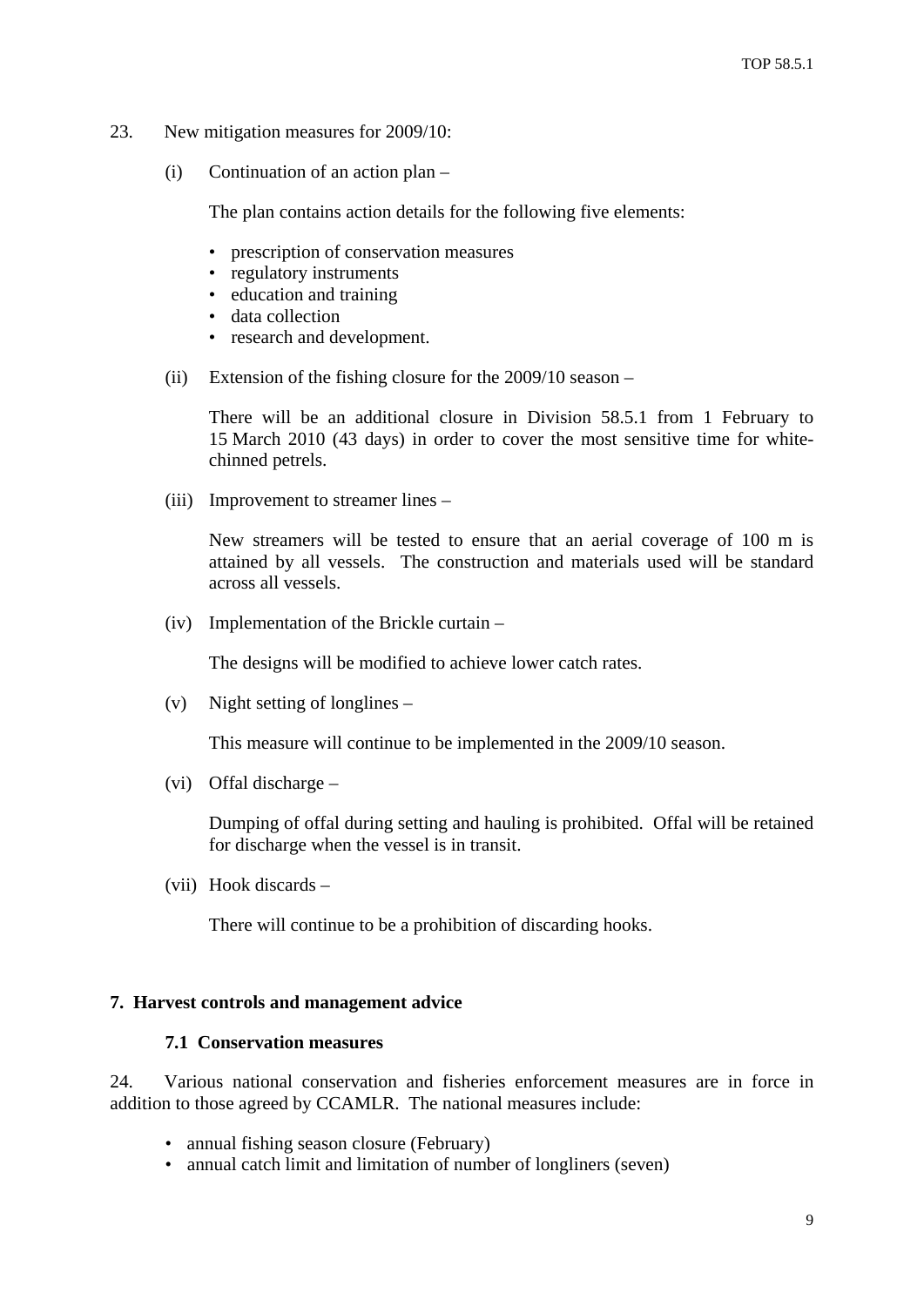23. New mitigation measures for 2009/10:

   (i) Continuation of an action plan –

   The plan contains action details for the following five elements:

   - prescription of conservation measures
   - regulatory instruments
   - education and training
   - data collection
   - research and development.

   (ii) Extension of the fishing closure for the 2009/10 season –

   There will be an additional closure in Division 58.5.1 from 1 February to 15 March 2010 (43 days) in order to cover the most sensitive time for white-chinned petrels.

   (iii) Improvement to streamer lines –

   New streamers will be tested to ensure that an aerial coverage of 100 m is attained by all vessels. The construction and materials used will be standard across all vessels.

   (iv) Implementation of the Brickle curtain –

   The designs will be modified to achieve lower catch rates.

   (v) Night setting of longlines –

   This measure will continue to be implemented in the 2009/10 season.

   (vi) Offal discharge –

   Dumping of offal during setting and hauling is prohibited. Offal will be retained for discharge when the vessel is in transit.

   (vii) Hook discards –

   There will continue to be a prohibition of discarding hooks.

## 7. Harvest controls and management advice

### 7.1 Conservation measures

24. Various national conservation and fisheries enforcement measures are in force in addition to those agreed by CCAMLR. The national measures include:

- annual fishing season closure (February)
- annual catch limit and limitation of number of longliners (seven)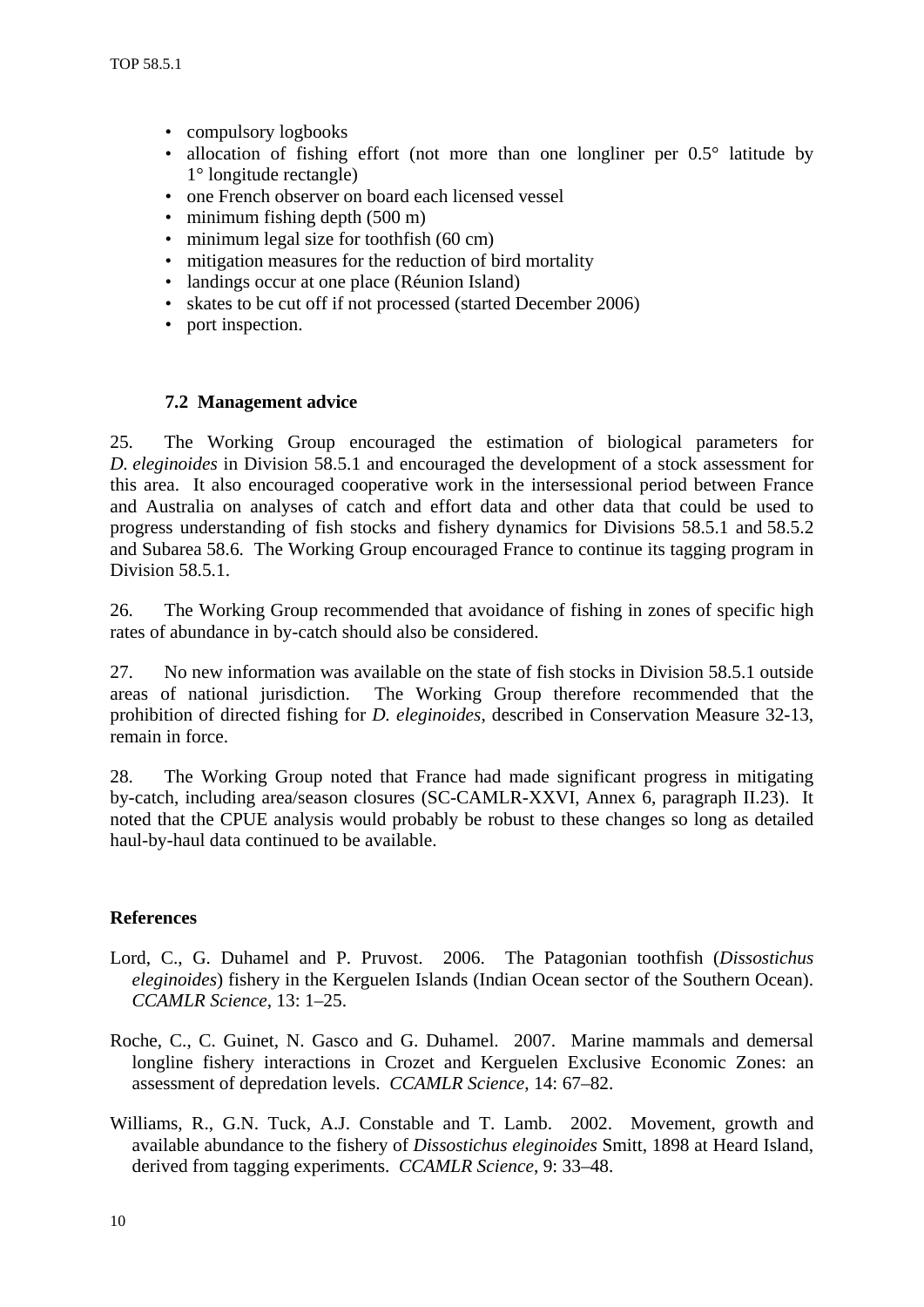- compulsory logbooks
- allocation of fishing effort (not more than one longliner per 0.5° latitude by 1° longitude rectangle)
- one French observer on board each licensed vessel
- minimum fishing depth (500 m)
- minimum legal size for toothfish (60 cm)
- mitigation measures for the reduction of bird mortality
- landings occur at one place (Réunion Island)
- skates to be cut off if not processed (started December 2006)
- port inspection.

### 7.2 Management advice

25. The Working Group encouraged the estimation of biological parameters for *D. eleginoides* in Division 58.5.1 and encouraged the development of a stock assessment for this area. It also encouraged cooperative work in the intersessional period between France and Australia on analyses of catch and effort data and other data that could be used to progress understanding of fish stocks and fishery dynamics for Divisions 58.5.1 and 58.5.2 and Subarea 58.6. The Working Group encouraged France to continue its tagging program in Division 58.5.1.

26. The Working Group recommended that avoidance of fishing in zones of specific high rates of abundance in by-catch should also be considered.

27. No new information was available on the state of fish stocks in Division 58.5.1 outside areas of national jurisdiction. The Working Group therefore recommended that the prohibition of directed fishing for *D. eleginoides*, described in Conservation Measure 32-13, remain in force.

28. The Working Group noted that France had made significant progress in mitigating by-catch, including area/season closures (SC-CAMLR-XXVI, Annex 6, paragraph II.23). It noted that the CPUE analysis would probably be robust to these changes so long as detailed haul-by-haul data continued to be available.

## References

Lord, C., G. Duhamel and P. Pruvost. 2006. The Patagonian toothfish (*Dissostichus eleginoides*) fishery in the Kerguelen Islands (Indian Ocean sector of the Southern Ocean). *CCAMLR Science*, 13: 1–25.

Roche, C., C. Guinet, N. Gasco and G. Duhamel. 2007. Marine mammals and demersal longline fishery interactions in Crozet and Kerguelen Exclusive Economic Zones: an assessment of depredation levels. *CCAMLR Science*, 14: 67–82.

Williams, R., G.N. Tuck, A.J. Constable and T. Lamb. 2002. Movement, growth and available abundance to the fishery of *Dissostichus eleginoides* Smitt, 1898 at Heard Island, derived from tagging experiments. *CCAMLR Science*, 9: 33–48.